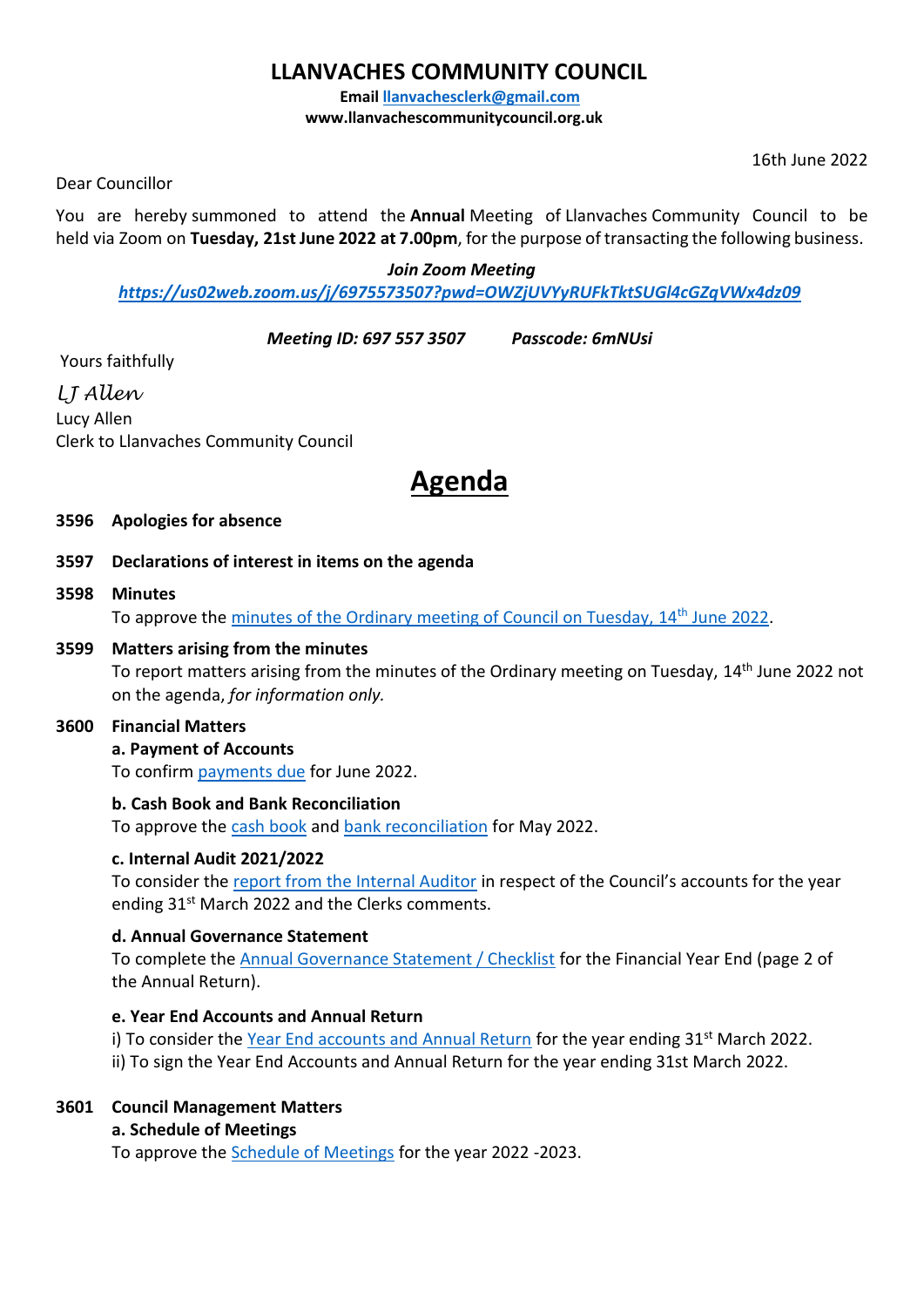# LLANVACHES COMMUNITY COUNCIL

**Email llanvachesclerk@gmail.com**
**www.llanvachescommunitycouncil.org.uk**

16th June 2022

Dear Councillor

You are hereby summoned to attend the **Annual** Meeting of Llanvaches Community Council to be held via Zoom on **Tuesday, 21st June 2022 at 7.00pm**, for the purpose of transacting the following business.

***Join Zoom Meeting***
***https://us02web.zoom.us/j/6975573507?pwd=OWZjUVYyRUFkTktSUGl4cGZqVWx4dz09***

***Meeting ID: 697 557 3507*** ***Passcode: 6mNUsi***

Yours faithfully

*LJ Allen*
Lucy Allen
Clerk to Llanvaches Community Council

# Agenda

**3596 Apologies for absence**

**3597 Declarations of interest in items on the agenda**

**3598 Minutes**
To approve the minutes of the Ordinary meeting of Council on Tuesday, 14th June 2022.

**3599 Matters arising from the minutes**
To report matters arising from the minutes of the Ordinary meeting on Tuesday, 14th June 2022 not on the agenda, *for information only.*

**3600 Financial Matters**

**a. Payment of Accounts**
To confirm payments due for June 2022.

**b. Cash Book and Bank Reconciliation**
To approve the cash book and bank reconciliation for May 2022.

**c. Internal Audit 2021/2022**
To consider the report from the Internal Auditor in respect of the Council's accounts for the year ending 31st March 2022 and the Clerks comments.

**d. Annual Governance Statement**
To complete the Annual Governance Statement / Checklist for the Financial Year End (page 2 of the Annual Return).

**e. Year End Accounts and Annual Return**
i) To consider the Year End accounts and Annual Return for the year ending 31st March 2022.
ii) To sign the Year End Accounts and Annual Return for the year ending 31st March 2022.

**3601 Council Management Matters**

**a. Schedule of Meetings**
To approve the Schedule of Meetings for the year 2022 -2023.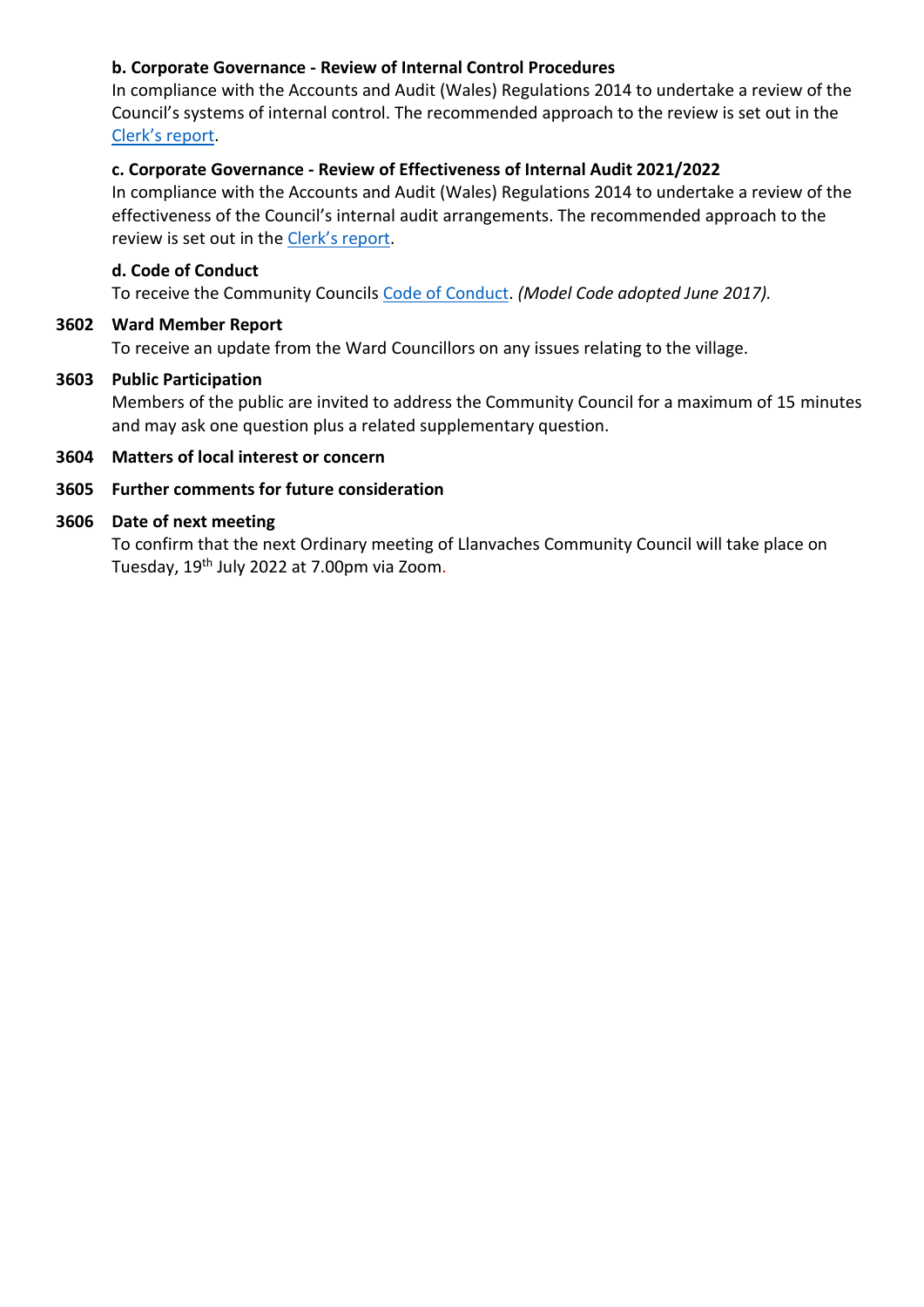**b. Corporate Governance - Review of Internal Control Procedures**

In compliance with the Accounts and Audit (Wales) Regulations 2014 to undertake a review of the Council's systems of internal control. The recommended approach to the review is set out in the Clerk's report.

**c. Corporate Governance - Review of Effectiveness of Internal Audit 2021/2022**

In compliance with the Accounts and Audit (Wales) Regulations 2014 to undertake a review of the effectiveness of the Council's internal audit arrangements. The recommended approach to the review is set out in the Clerk's report.

**d. Code of Conduct**

To receive the Community Councils Code of Conduct. *(Model Code adopted June 2017).*

**3602 Ward Member Report**

To receive an update from the Ward Councillors on any issues relating to the village.

**3603 Public Participation**

Members of the public are invited to address the Community Council for a maximum of 15 minutes and may ask one question plus a related supplementary question.

**3604 Matters of local interest or concern**

**3605 Further comments for future consideration**

**3606 Date of next meeting**

To confirm that the next Ordinary meeting of Llanvaches Community Council will take place on Tuesday, 19th July 2022 at 7.00pm via Zoom.